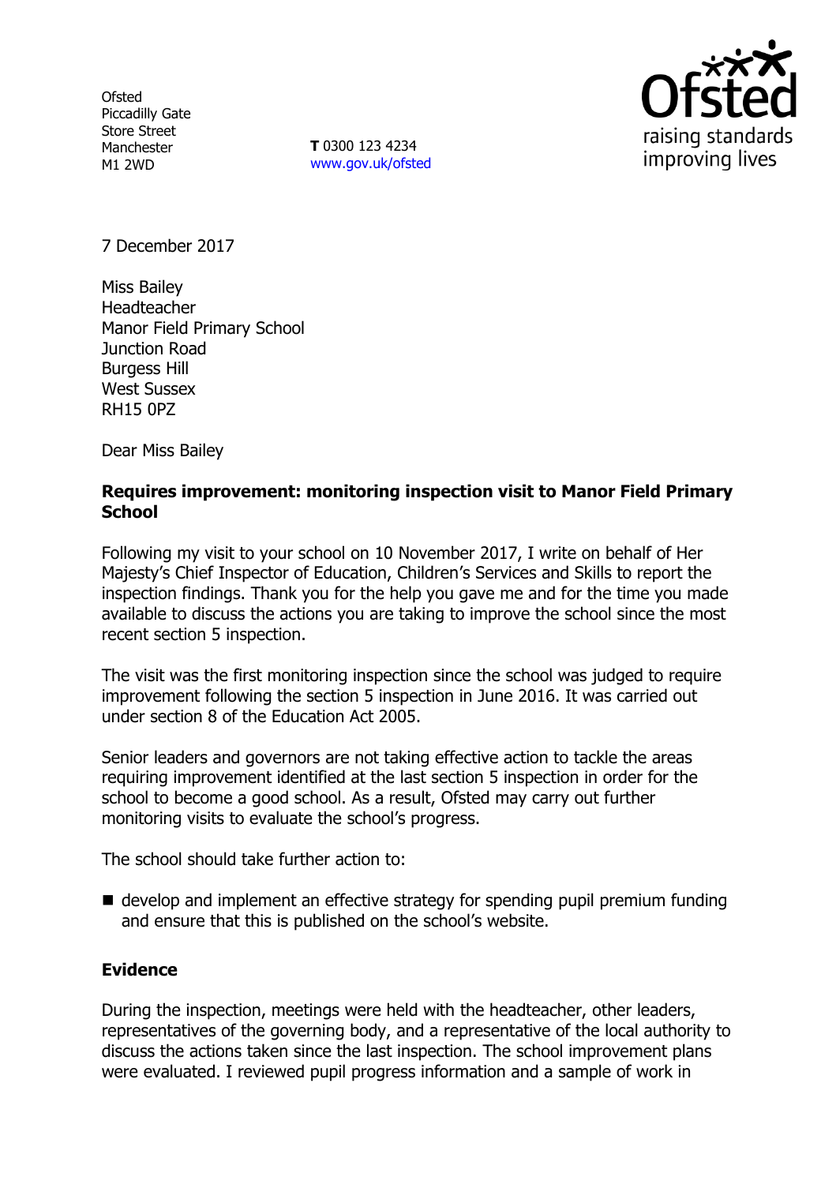Ofsted
Piccadilly Gate
Store Street
Manchester
M1 2WD

**T** 0300 123 4234
www.gov.uk/ofsted

7 December 2017

Miss Bailey
Headteacher
Manor Field Primary School
Junction Road
Burgess Hill
West Sussex
RH15 0PZ

Dear Miss Bailey

**Requires improvement: monitoring inspection visit to Manor Field Primary School**

Following my visit to your school on 10 November 2017, I write on behalf of Her Majesty's Chief Inspector of Education, Children's Services and Skills to report the inspection findings. Thank you for the help you gave me and for the time you made available to discuss the actions you are taking to improve the school since the most recent section 5 inspection.

The visit was the first monitoring inspection since the school was judged to require improvement following the section 5 inspection in June 2016. It was carried out under section 8 of the Education Act 2005.

Senior leaders and governors are not taking effective action to tackle the areas requiring improvement identified at the last section 5 inspection in order for the school to become a good school. As a result, Ofsted may carry out further monitoring visits to evaluate the school's progress.

The school should take further action to:

- develop and implement an effective strategy for spending pupil premium funding and ensure that this is published on the school's website.

**Evidence**

During the inspection, meetings were held with the headteacher, other leaders, representatives of the governing body, and a representative of the local authority to discuss the actions taken since the last inspection. The school improvement plans were evaluated. I reviewed pupil progress information and a sample of work in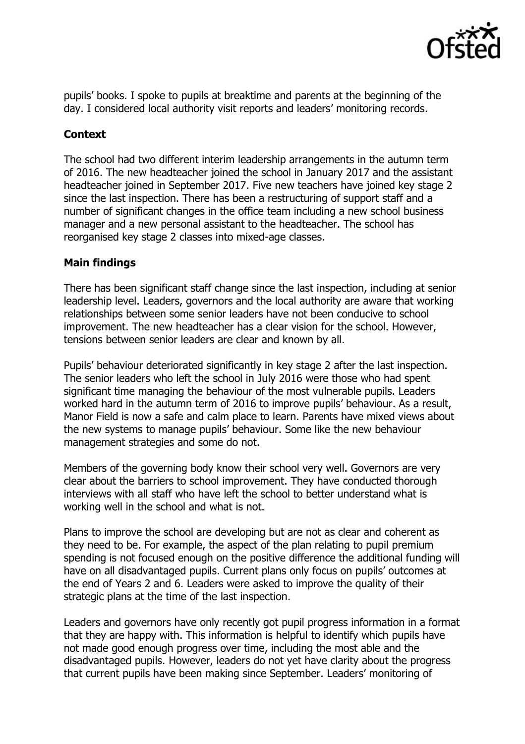pupils' books. I spoke to pupils at breaktime and parents at the beginning of the day. I considered local authority visit reports and leaders' monitoring records.

**Context**

The school had two different interim leadership arrangements in the autumn term of 2016. The new headteacher joined the school in January 2017 and the assistant headteacher joined in September 2017. Five new teachers have joined key stage 2 since the last inspection. There has been a restructuring of support staff and a number of significant changes in the office team including a new school business manager and a new personal assistant to the headteacher. The school has reorganised key stage 2 classes into mixed-age classes.

**Main findings**

There has been significant staff change since the last inspection, including at senior leadership level. Leaders, governors and the local authority are aware that working relationships between some senior leaders have not been conducive to school improvement. The new headteacher has a clear vision for the school. However, tensions between senior leaders are clear and known by all.

Pupils' behaviour deteriorated significantly in key stage 2 after the last inspection. The senior leaders who left the school in July 2016 were those who had spent significant time managing the behaviour of the most vulnerable pupils. Leaders worked hard in the autumn term of 2016 to improve pupils' behaviour. As a result, Manor Field is now a safe and calm place to learn. Parents have mixed views about the new systems to manage pupils' behaviour. Some like the new behaviour management strategies and some do not.

Members of the governing body know their school very well. Governors are very clear about the barriers to school improvement. They have conducted thorough interviews with all staff who have left the school to better understand what is working well in the school and what is not.

Plans to improve the school are developing but are not as clear and coherent as they need to be. For example, the aspect of the plan relating to pupil premium spending is not focused enough on the positive difference the additional funding will have on all disadvantaged pupils. Current plans only focus on pupils' outcomes at the end of Years 2 and 6. Leaders were asked to improve the quality of their strategic plans at the time of the last inspection.

Leaders and governors have only recently got pupil progress information in a format that they are happy with. This information is helpful to identify which pupils have not made good enough progress over time, including the most able and the disadvantaged pupils. However, leaders do not yet have clarity about the progress that current pupils have been making since September. Leaders' monitoring of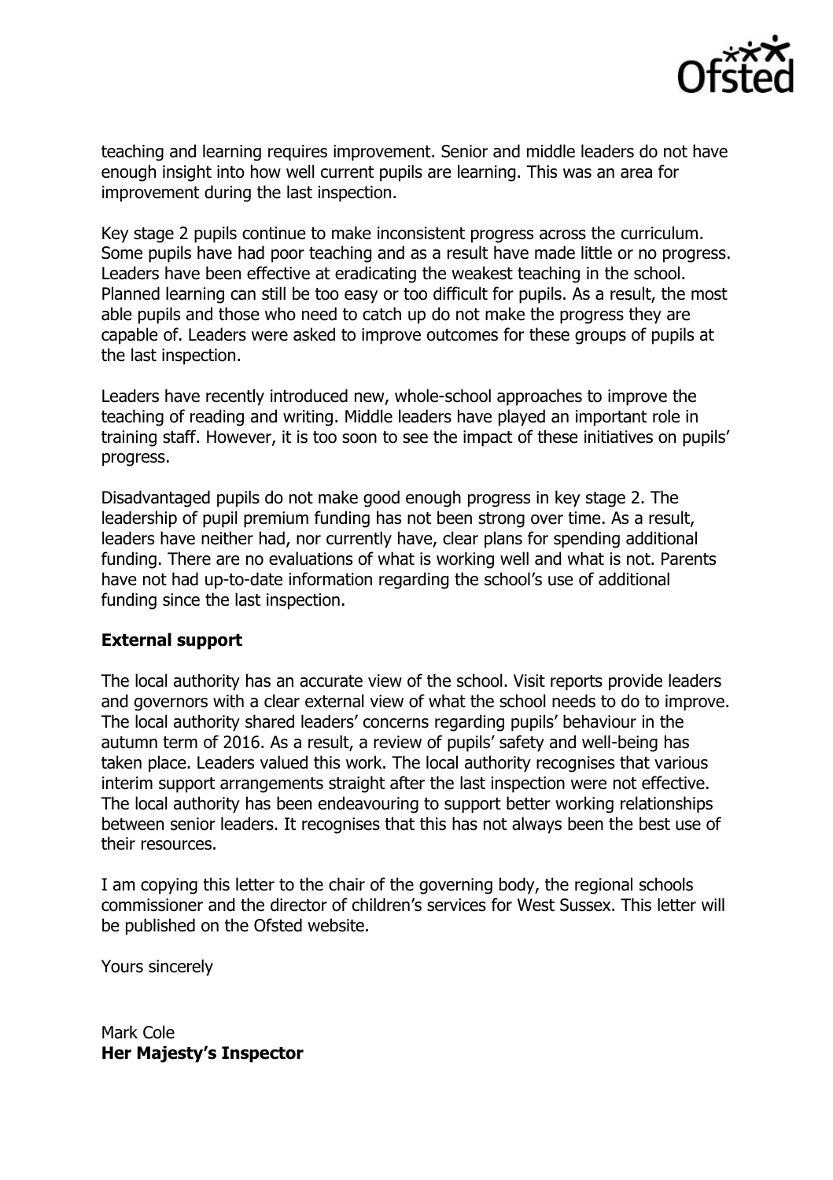teaching and learning requires improvement. Senior and middle leaders do not have enough insight into how well current pupils are learning. This was an area for improvement during the last inspection.

Key stage 2 pupils continue to make inconsistent progress across the curriculum. Some pupils have had poor teaching and as a result have made little or no progress. Leaders have been effective at eradicating the weakest teaching in the school. Planned learning can still be too easy or too difficult for pupils. As a result, the most able pupils and those who need to catch up do not make the progress they are capable of. Leaders were asked to improve outcomes for these groups of pupils at the last inspection.

Leaders have recently introduced new, whole-school approaches to improve the teaching of reading and writing. Middle leaders have played an important role in training staff. However, it is too soon to see the impact of these initiatives on pupils' progress.

Disadvantaged pupils do not make good enough progress in key stage 2. The leadership of pupil premium funding has not been strong over time. As a result, leaders have neither had, nor currently have, clear plans for spending additional funding. There are no evaluations of what is working well and what is not. Parents have not had up-to-date information regarding the school's use of additional funding since the last inspection.

**External support**

The local authority has an accurate view of the school. Visit reports provide leaders and governors with a clear external view of what the school needs to do to improve. The local authority shared leaders' concerns regarding pupils' behaviour in the autumn term of 2016. As a result, a review of pupils' safety and well-being has taken place. Leaders valued this work. The local authority recognises that various interim support arrangements straight after the last inspection were not effective. The local authority has been endeavouring to support better working relationships between senior leaders. It recognises that this has not always been the best use of their resources.

I am copying this letter to the chair of the governing body, the regional schools commissioner and the director of children's services for West Sussex. This letter will be published on the Ofsted website.

Yours sincerely

Mark Cole
**Her Majesty's Inspector**